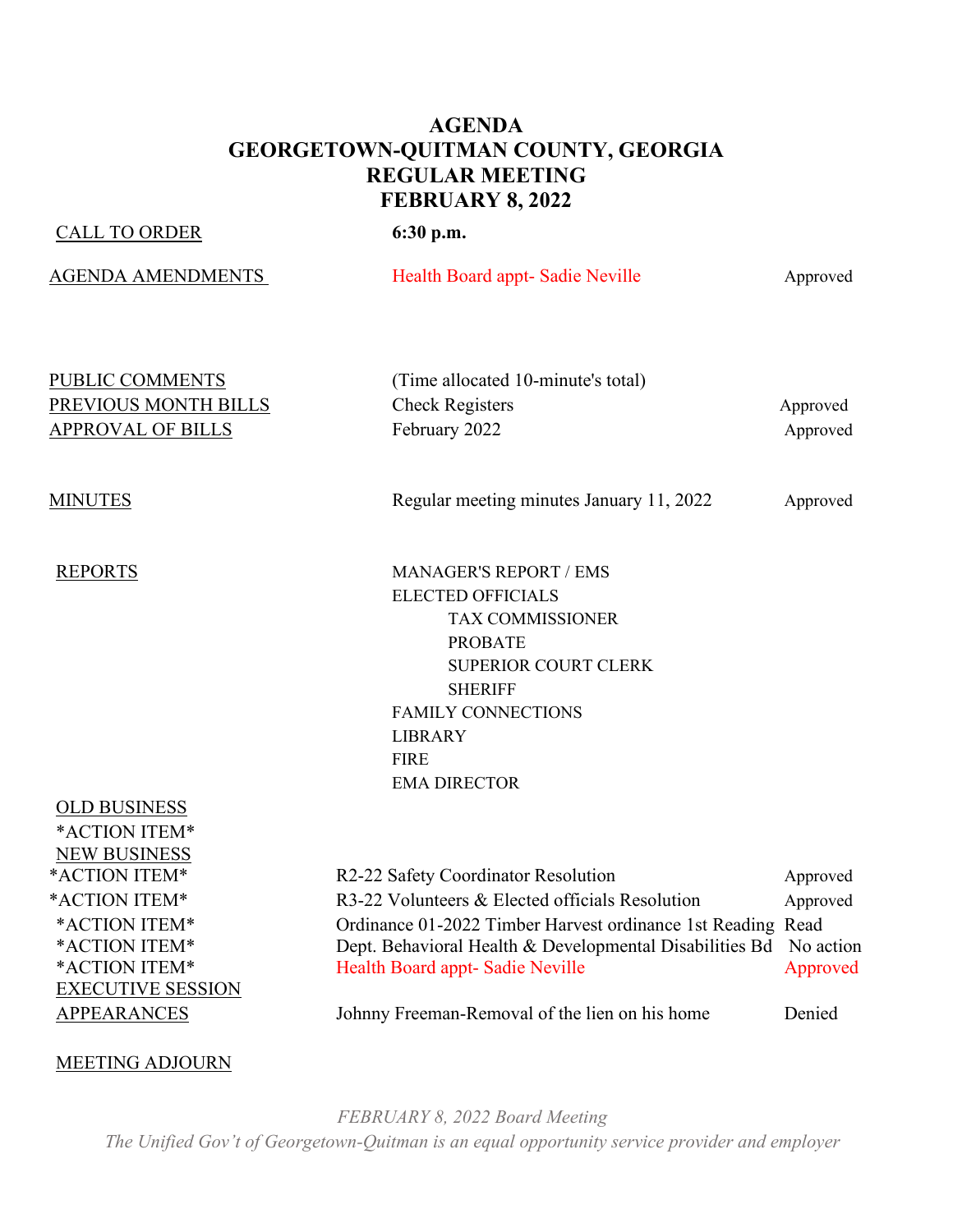# AGENDA
# GEORGETOWN-QUITMAN COUNTY, GEORGIA
# REGULAR MEETING
# FEBRUARY 8, 2022

| | | |
|---|---|---|
| CALL TO ORDER | **6:30 p.m.** | |
| AGENDA AMENDMENTS | Health Board appt- Sadie Neville | Approved |
| PUBLIC COMMENTS | (Time allocated 10-minute's total) | |
| PREVIOUS MONTH BILLS | Check Registers | Approved |
| APPROVAL OF BILLS | February 2022 | Approved |
| MINUTES | Regular meeting minutes January 11, 2022 | Approved |
| REPORTS | MANAGER'S REPORT / EMS | |
| | ELECTED OFFICIALS | |
| | TAX COMMISSIONER | |
| | PROBATE | |
| | SUPERIOR COURT CLERK | |
| | SHERIFF | |
| | FAMILY CONNECTIONS | |
| | LIBRARY | |
| | FIRE | |
| | EMA DIRECTOR | |
| OLD BUSINESS | | |
| *ACTION ITEM* | | |
| NEW BUSINESS | | |
| *ACTION ITEM* | R2-22 Safety Coordinator Resolution | Approved |
| *ACTION ITEM* | R3-22 Volunteers & Elected officials Resolution | Approved |
| *ACTION ITEM* | Ordinance 01-2022 Timber Harvest ordinance 1st Reading | Read |
| *ACTION ITEM* | Dept. Behavioral Health & Developmental Disabilities Bd | No action |
| *ACTION ITEM* | Health Board appt- Sadie Neville | Approved |
| EXECUTIVE SESSION | | |
| APPEARANCES | Johnny Freeman-Removal of the lien on his home | Denied |
| MEETING ADJOURN | | |

*FEBRUARY 8, 2022 Board Meeting*

*The Unified Gov't of Georgetown-Quitman is an equal opportunity service provider and employer*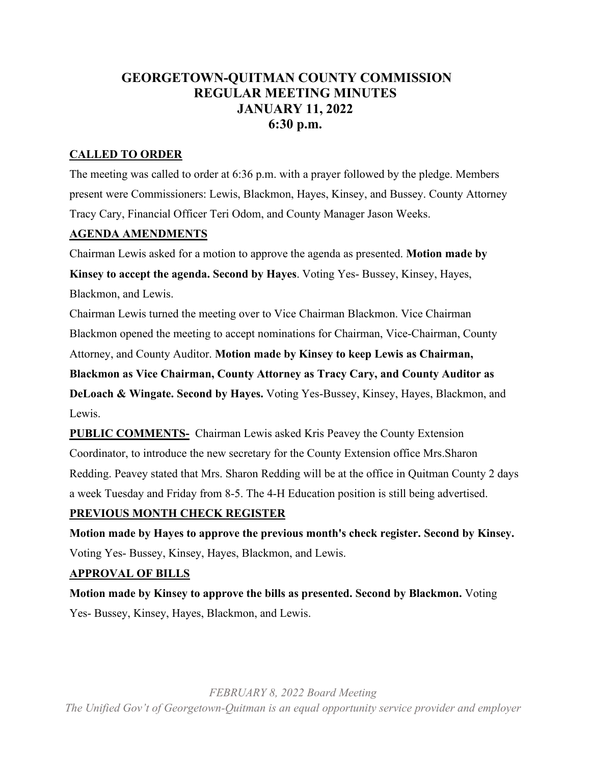# GEORGETOWN-QUITMAN COUNTY COMMISSION
# REGULAR MEETING MINUTES
# JANUARY 11, 2022
# 6:30 p.m.

**CALLED TO ORDER**

The meeting was called to order at 6:36 p.m. with a prayer followed by the pledge. Members present were Commissioners: Lewis, Blackmon, Hayes, Kinsey, and Bussey. County Attorney Tracy Cary, Financial Officer Teri Odom, and County Manager Jason Weeks.

**AGENDA AMENDMENTS**

Chairman Lewis asked for a motion to approve the agenda as presented. **Motion made by Kinsey to accept the agenda. Second by Hayes**. Voting Yes- Bussey, Kinsey, Hayes, Blackmon, and Lewis.

Chairman Lewis turned the meeting over to Vice Chairman Blackmon. Vice Chairman Blackmon opened the meeting to accept nominations for Chairman, Vice-Chairman, County Attorney, and County Auditor. **Motion made by Kinsey to keep Lewis as Chairman, Blackmon as Vice Chairman, County Attorney as Tracy Cary, and County Auditor as DeLoach & Wingate. Second by Hayes.** Voting Yes-Bussey, Kinsey, Hayes, Blackmon, and Lewis.

**PUBLIC COMMENTS-** Chairman Lewis asked Kris Peavey the County Extension Coordinator, to introduce the new secretary for the County Extension office Mrs.Sharon Redding. Peavey stated that Mrs. Sharon Redding will be at the office in Quitman County 2 days a week Tuesday and Friday from 8-5. The 4-H Education position is still being advertised.

**PREVIOUS MONTH CHECK REGISTER**

**Motion made by Hayes to approve the previous month's check register. Second by Kinsey.** Voting Yes- Bussey, Kinsey, Hayes, Blackmon, and Lewis.

**APPROVAL OF BILLS**

**Motion made by Kinsey to approve the bills as presented. Second by Blackmon.** Voting Yes- Bussey, Kinsey, Hayes, Blackmon, and Lewis.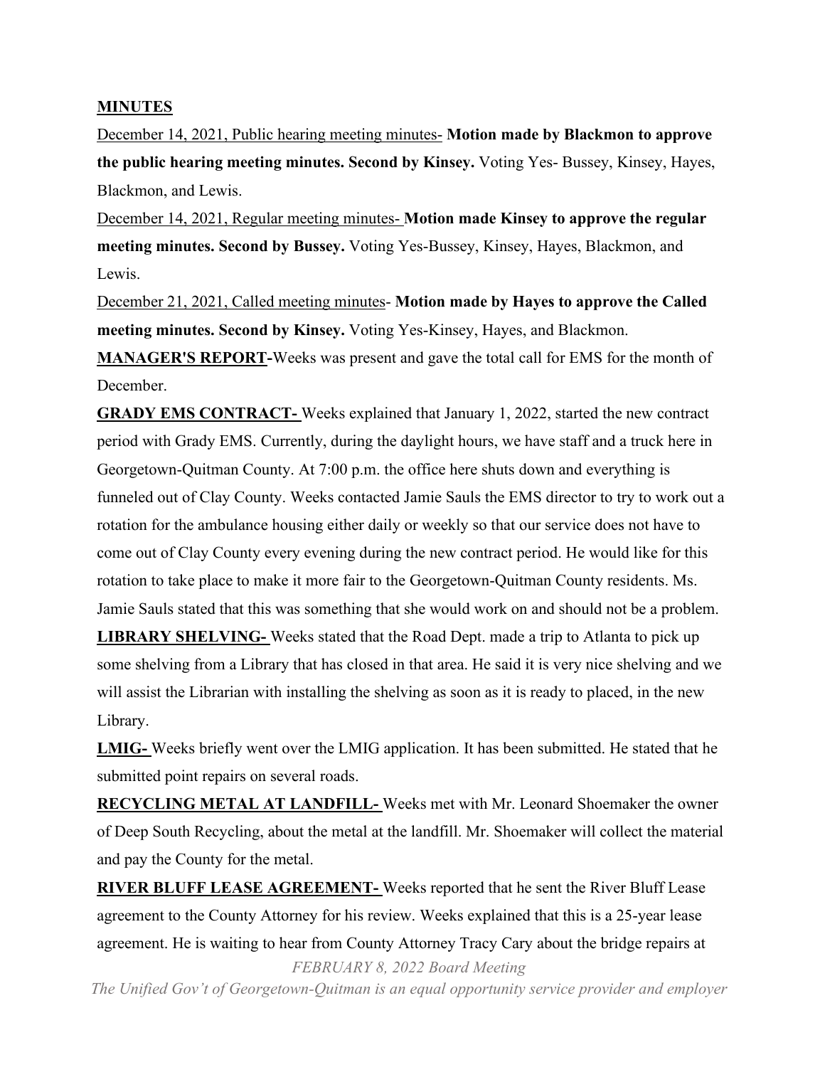**MINUTES**

December 14, 2021, Public hearing meeting minutes- **Motion made by Blackmon to approve the public hearing meeting minutes. Second by Kinsey.** Voting Yes- Bussey, Kinsey, Hayes, Blackmon, and Lewis.

December 14, 2021, Regular meeting minutes- **Motion made Kinsey to approve the regular meeting minutes. Second by Bussey.** Voting Yes-Bussey, Kinsey, Hayes, Blackmon, and Lewis.

December 21, 2021, Called meeting minutes- **Motion made by Hayes to approve the Called meeting minutes. Second by Kinsey.** Voting Yes-Kinsey, Hayes, and Blackmon.

**MANAGER'S REPORT-**Weeks was present and gave the total call for EMS for the month of December.

**GRADY EMS CONTRACT-** Weeks explained that January 1, 2022, started the new contract period with Grady EMS. Currently, during the daylight hours, we have staff and a truck here in Georgetown-Quitman County. At 7:00 p.m. the office here shuts down and everything is funneled out of Clay County. Weeks contacted Jamie Sauls the EMS director to try to work out a rotation for the ambulance housing either daily or weekly so that our service does not have to come out of Clay County every evening during the new contract period. He would like for this rotation to take place to make it more fair to the Georgetown-Quitman County residents. Ms. Jamie Sauls stated that this was something that she would work on and should not be a problem.

**LIBRARY SHELVING-** Weeks stated that the Road Dept. made a trip to Atlanta to pick up some shelving from a Library that has closed in that area. He said it is very nice shelving and we will assist the Librarian with installing the shelving as soon as it is ready to placed, in the new Library.

**LMIG-** Weeks briefly went over the LMIG application. It has been submitted. He stated that he submitted point repairs on several roads.

**RECYCLING METAL AT LANDFILL-** Weeks met with Mr. Leonard Shoemaker the owner of Deep South Recycling, about the metal at the landfill. Mr. Shoemaker will collect the material and pay the County for the metal.

**RIVER BLUFF LEASE AGREEMENT-** Weeks reported that he sent the River Bluff Lease agreement to the County Attorney for his review. Weeks explained that this is a 25-year lease agreement. He is waiting to hear from County Attorney Tracy Cary about the bridge repairs at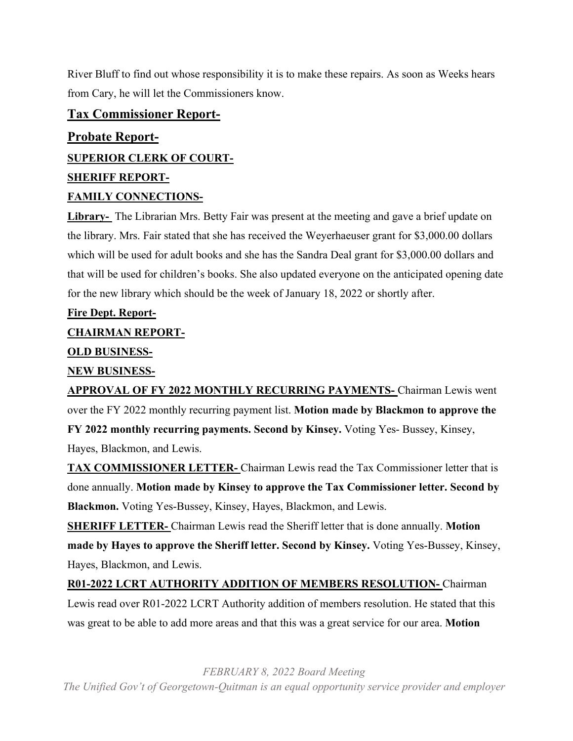River Bluff to find out whose responsibility it is to make these repairs. As soon as Weeks hears from Cary, he will let the Commissioners know.

## Tax Commissioner Report-

## Probate Report-

**SUPERIOR CLERK OF COURT-**

**SHERIFF REPORT-**

**FAMILY CONNECTIONS-**

**Library-** The Librarian Mrs. Betty Fair was present at the meeting and gave a brief update on the library. Mrs. Fair stated that she has received the Weyerhaeuser grant for $3,000.00 dollars which will be used for adult books and she has the Sandra Deal grant for $3,000.00 dollars and that will be used for children's books. She also updated everyone on the anticipated opening date for the new library which should be the week of January 18, 2022 or shortly after.

**Fire Dept. Report-**

**CHAIRMAN REPORT-**

**OLD BUSINESS-**

**NEW BUSINESS-**

**APPROVAL OF FY 2022 MONTHLY RECURRING PAYMENTS-** Chairman Lewis went over the FY 2022 monthly recurring payment list. **Motion made by Blackmon to approve the FY 2022 monthly recurring payments. Second by Kinsey.** Voting Yes- Bussey, Kinsey, Hayes, Blackmon, and Lewis.

**TAX COMMISSIONER LETTER-** Chairman Lewis read the Tax Commissioner letter that is done annually. **Motion made by Kinsey to approve the Tax Commissioner letter. Second by Blackmon.** Voting Yes-Bussey, Kinsey, Hayes, Blackmon, and Lewis.

**SHERIFF LETTER-** Chairman Lewis read the Sheriff letter that is done annually. **Motion made by Hayes to approve the Sheriff letter. Second by Kinsey.** Voting Yes-Bussey, Kinsey, Hayes, Blackmon, and Lewis.

**R01-2022 LCRT AUTHORITY ADDITION OF MEMBERS RESOLUTION-** Chairman Lewis read over R01-2022 LCRT Authority addition of members resolution. He stated that this was great to be able to add more areas and that this was a great service for our area. **Motion**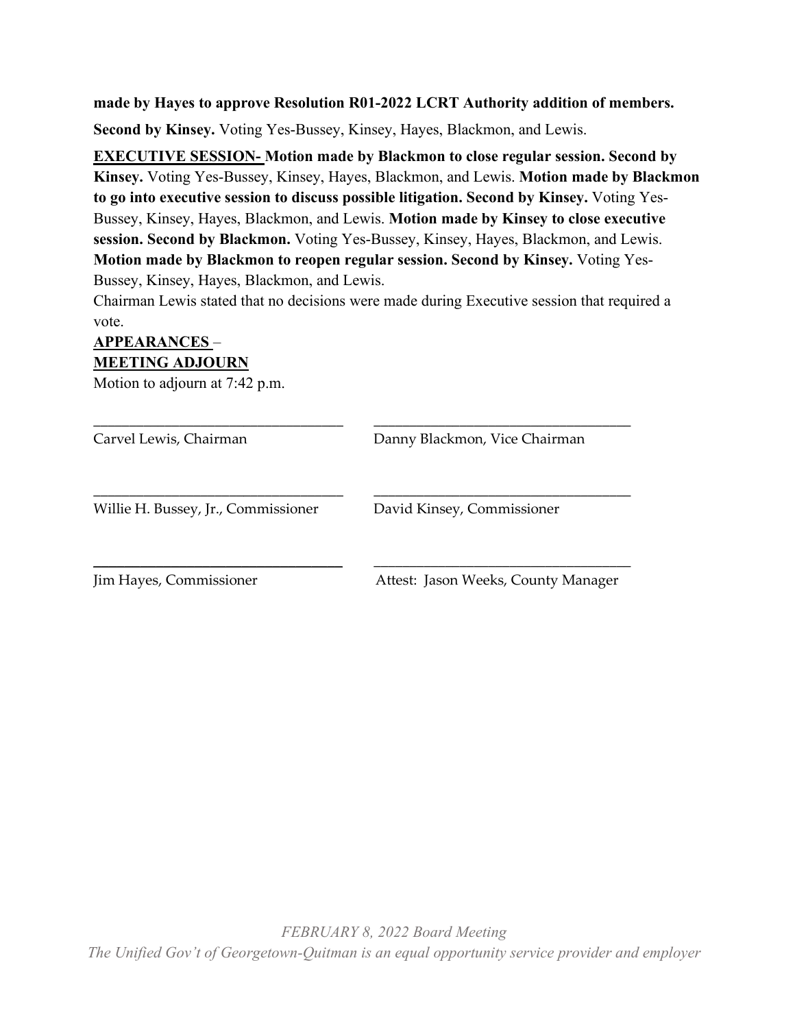**made by Hayes to approve Resolution R01-2022 LCRT Authority addition of members.**

**Second by Kinsey.** Voting Yes-Bussey, Kinsey, Hayes, Blackmon, and Lewis.

**EXECUTIVE SESSION- Motion made by Blackmon to close regular session. Second by Kinsey.** Voting Yes-Bussey, Kinsey, Hayes, Blackmon, and Lewis. **Motion made by Blackmon to go into executive session to discuss possible litigation. Second by Kinsey.** Voting Yes-Bussey, Kinsey, Hayes, Blackmon, and Lewis. **Motion made by Kinsey to close executive session. Second by Blackmon.** Voting Yes-Bussey, Kinsey, Hayes, Blackmon, and Lewis. **Motion made by Blackmon to reopen regular session. Second by Kinsey.** Voting Yes-Bussey, Kinsey, Hayes, Blackmon, and Lewis.

Chairman Lewis stated that no decisions were made during Executive session that required a vote.

**APPEARANCES** –

**MEETING ADJOURN**

Motion to adjourn at 7:42 p.m.

| | |
|---|---|
| \_\_\_\_\_\_\_\_\_\_\_\_\_\_\_\_\_\_\_\_\_\_\_\_\_\_\_\_\_\_ | \_\_\_\_\_\_\_\_\_\_\_\_\_\_\_\_\_\_\_\_\_\_\_\_\_\_\_\_\_\_ |
| Carvel Lewis, Chairman | Danny Blackmon, Vice Chairman |
| \_\_\_\_\_\_\_\_\_\_\_\_\_\_\_\_\_\_\_\_\_\_\_\_\_\_\_\_\_\_ | \_\_\_\_\_\_\_\_\_\_\_\_\_\_\_\_\_\_\_\_\_\_\_\_\_\_\_\_\_\_ |
| Willie H. Bussey, Jr., Commissioner | David Kinsey, Commissioner |
| \_\_\_\_\_\_\_\_\_\_\_\_\_\_\_\_\_\_\_\_\_\_\_\_\_\_\_\_\_\_ | \_\_\_\_\_\_\_\_\_\_\_\_\_\_\_\_\_\_\_\_\_\_\_\_\_\_\_\_\_\_ |
| Jim Hayes, Commissioner | Attest: Jason Weeks, County Manager |